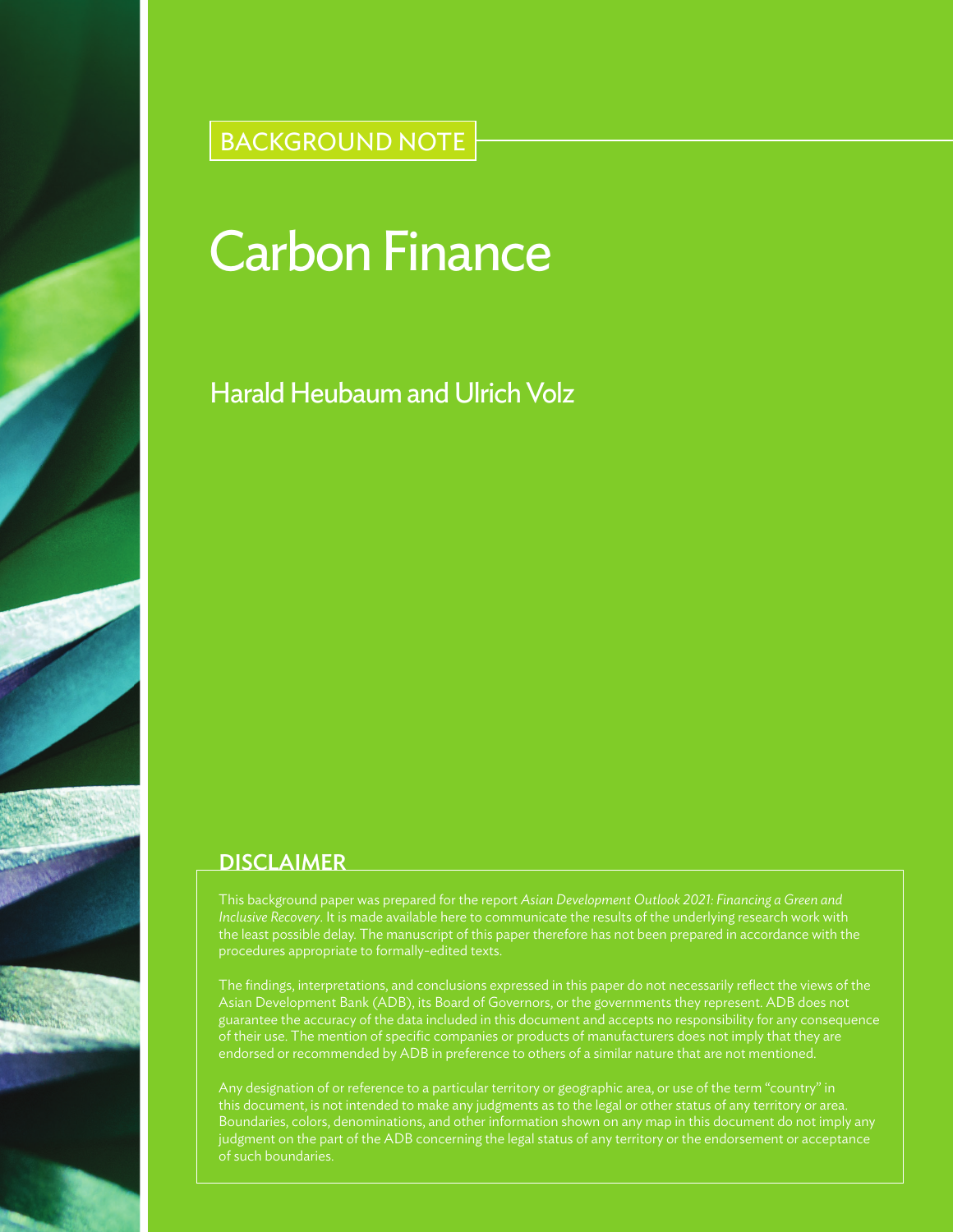BACKGROUND NOTE

# Carbon Finance

## Harald Heubaum and Ulrich Volz

### DISCLAIMER

This background paper was prepared for the report *Asian Development Outlook 2021: Financing a Green and Inclusive Recovery*. It is made available here to communicate the results of the underlying research work with the least possible delay. The manuscript of this paper therefore has not been prepared in accordance with the procedures appropriate to formally-edited texts.

The findings, interpretations, and conclusions expressed in this paper do not necessarily reflect the views of the Asian Development Bank (ADB), its Board of Governors, or the governments they represent. ADB does not guarantee the accuracy of the data included in this document and accepts no responsibility for any consequence of their use. The mention of specific companies or products of manufacturers does not imply that they are endorsed or recommended by ADB in preference to others of a similar nature that are not mentioned.

Any designation of or reference to a particular territory or geographic area, or use of the term "country" in this document, is not intended to make any judgments as to the legal or other status of any territory or area. Boundaries, colors, denominations, and other information shown on any map in this document do not imply any judgment on the part of the ADB concerning the legal status of any territory or the endorsement or acceptance of such boundaries.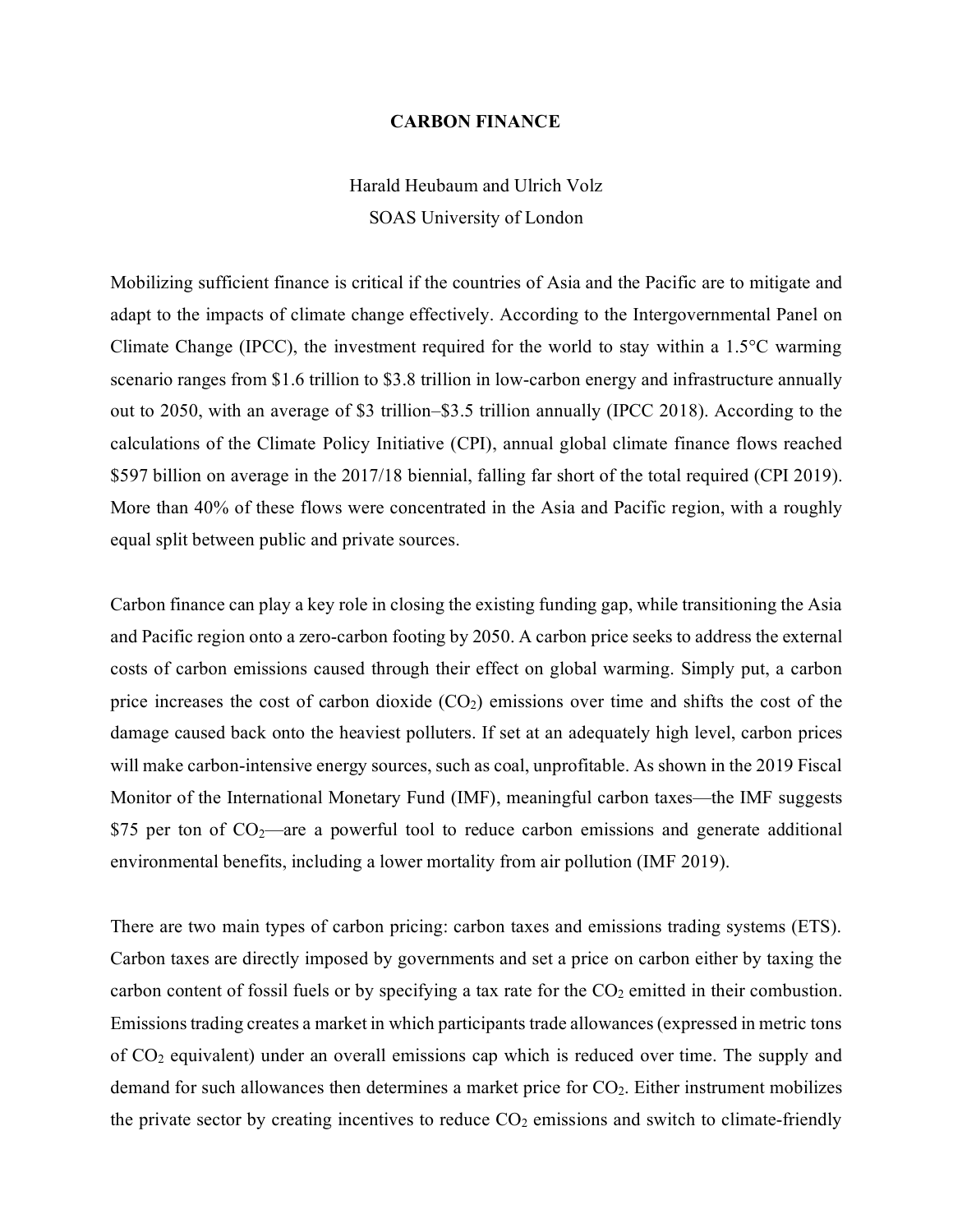# CARBON FINANCE

Harald Heubaum and Ulrich Volz
SOAS University of London

Mobilizing sufficient finance is critical if the countries of Asia and the Pacific are to mitigate and adapt to the impacts of climate change effectively. According to the Intergovernmental Panel on Climate Change (IPCC), the investment required for the world to stay within a 1.5°C warming scenario ranges from $1.6 trillion to $3.8 trillion in low-carbon energy and infrastructure annually out to 2050, with an average of $3 trillion–$3.5 trillion annually (IPCC 2018). According to the calculations of the Climate Policy Initiative (CPI), annual global climate finance flows reached $597 billion on average in the 2017/18 biennial, falling far short of the total required (CPI 2019). More than 40% of these flows were concentrated in the Asia and Pacific region, with a roughly equal split between public and private sources.

Carbon finance can play a key role in closing the existing funding gap, while transitioning the Asia and Pacific region onto a zero-carbon footing by 2050. A carbon price seeks to address the external costs of carbon emissions caused through their effect on global warming. Simply put, a carbon price increases the cost of carbon dioxide ($CO_2$) emissions over time and shifts the cost of the damage caused back onto the heaviest polluters. If set at an adequately high level, carbon prices will make carbon-intensive energy sources, such as coal, unprofitable. As shown in the 2019 Fiscal Monitor of the International Monetary Fund (IMF), meaningful carbon taxes—the IMF suggests $75 per ton of $CO_2$—are a powerful tool to reduce carbon emissions and generate additional environmental benefits, including a lower mortality from air pollution (IMF 2019).

There are two main types of carbon pricing: carbon taxes and emissions trading systems (ETS). Carbon taxes are directly imposed by governments and set a price on carbon either by taxing the carbon content of fossil fuels or by specifying a tax rate for the $CO_2$ emitted in their combustion. Emissions trading creates a market in which participants trade allowances (expressed in metric tons of $CO_2$ equivalent) under an overall emissions cap which is reduced over time. The supply and demand for such allowances then determines a market price for $CO_2$. Either instrument mobilizes the private sector by creating incentives to reduce $CO_2$ emissions and switch to climate-friendly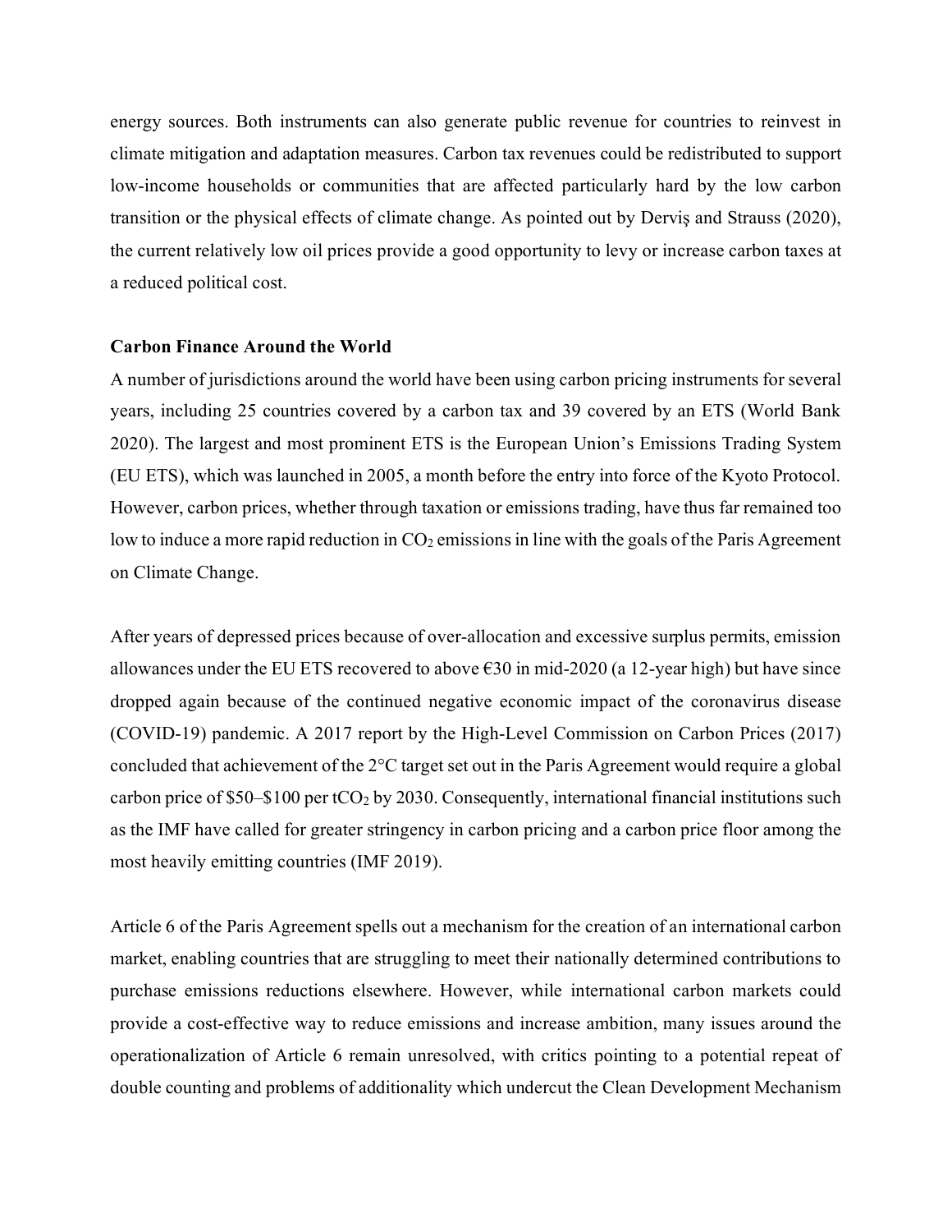energy sources. Both instruments can also generate public revenue for countries to reinvest in climate mitigation and adaptation measures. Carbon tax revenues could be redistributed to support low-income households or communities that are affected particularly hard by the low carbon transition or the physical effects of climate change. As pointed out by Derviş and Strauss (2020), the current relatively low oil prices provide a good opportunity to levy or increase carbon taxes at a reduced political cost.

**Carbon Finance Around the World**

A number of jurisdictions around the world have been using carbon pricing instruments for several years, including 25 countries covered by a carbon tax and 39 covered by an ETS (World Bank 2020). The largest and most prominent ETS is the European Union's Emissions Trading System (EU ETS), which was launched in 2005, a month before the entry into force of the Kyoto Protocol. However, carbon prices, whether through taxation or emissions trading, have thus far remained too low to induce a more rapid reduction in $CO_2$ emissions in line with the goals of the Paris Agreement on Climate Change.

After years of depressed prices because of over-allocation and excessive surplus permits, emission allowances under the EU ETS recovered to above €30 in mid-2020 (a 12-year high) but have since dropped again because of the continued negative economic impact of the coronavirus disease (COVID-19) pandemic. A 2017 report by the High-Level Commission on Carbon Prices (2017) concluded that achievement of the 2°C target set out in the Paris Agreement would require a global carbon price of \$50–\$100 per $tCO_2$ by 2030. Consequently, international financial institutions such as the IMF have called for greater stringency in carbon pricing and a carbon price floor among the most heavily emitting countries (IMF 2019).

Article 6 of the Paris Agreement spells out a mechanism for the creation of an international carbon market, enabling countries that are struggling to meet their nationally determined contributions to purchase emissions reductions elsewhere. However, while international carbon markets could provide a cost-effective way to reduce emissions and increase ambition, many issues around the operationalization of Article 6 remain unresolved, with critics pointing to a potential repeat of double counting and problems of additionality which undercut the Clean Development Mechanism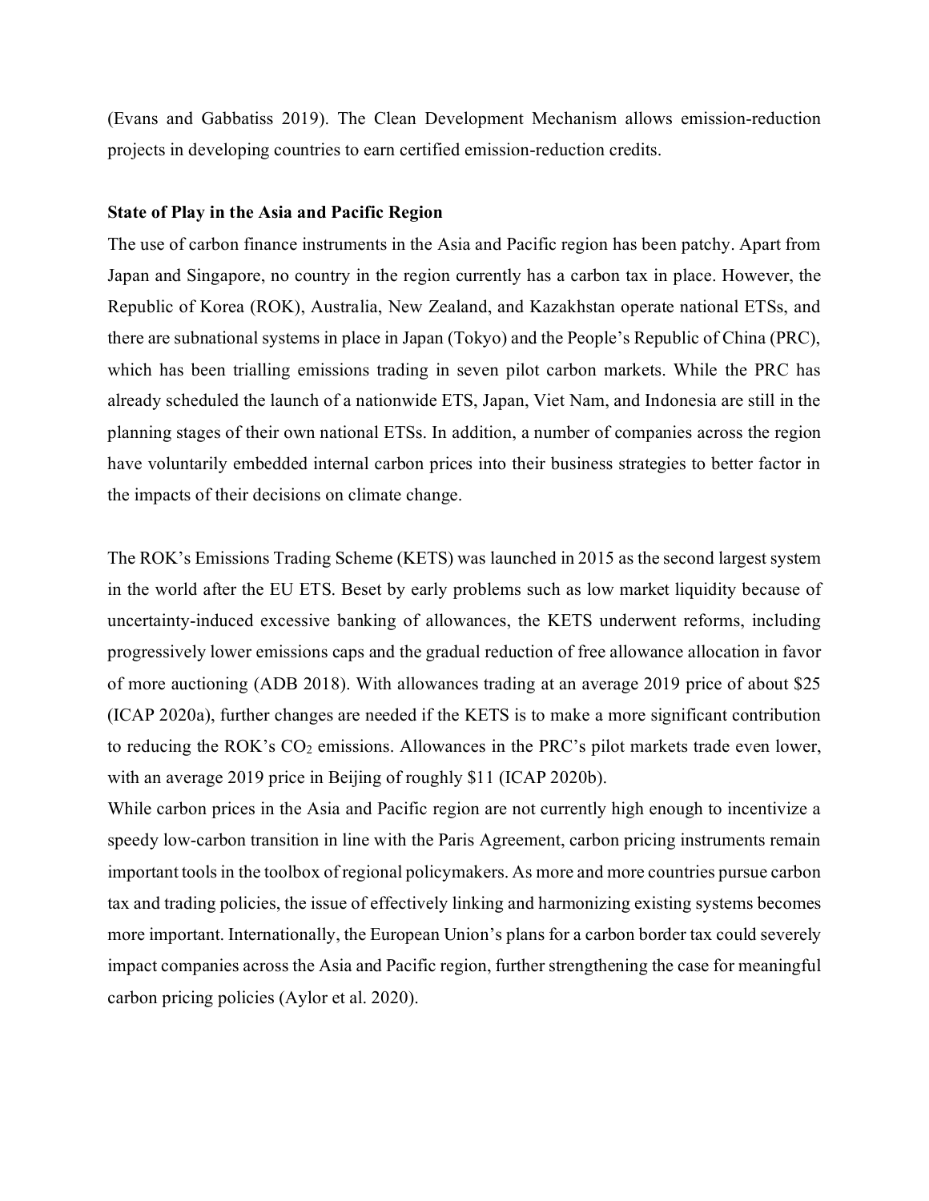(Evans and Gabbatiss 2019). The Clean Development Mechanism allows emission-reduction projects in developing countries to earn certified emission-reduction credits.

**State of Play in the Asia and Pacific Region**

The use of carbon finance instruments in the Asia and Pacific region has been patchy. Apart from Japan and Singapore, no country in the region currently has a carbon tax in place. However, the Republic of Korea (ROK), Australia, New Zealand, and Kazakhstan operate national ETSs, and there are subnational systems in place in Japan (Tokyo) and the People's Republic of China (PRC), which has been trialling emissions trading in seven pilot carbon markets. While the PRC has already scheduled the launch of a nationwide ETS, Japan, Viet Nam, and Indonesia are still in the planning stages of their own national ETSs. In addition, a number of companies across the region have voluntarily embedded internal carbon prices into their business strategies to better factor in the impacts of their decisions on climate change.

The ROK's Emissions Trading Scheme (KETS) was launched in 2015 as the second largest system in the world after the EU ETS. Beset by early problems such as low market liquidity because of uncertainty-induced excessive banking of allowances, the KETS underwent reforms, including progressively lower emissions caps and the gradual reduction of free allowance allocation in favor of more auctioning (ADB 2018). With allowances trading at an average 2019 price of about $25 (ICAP 2020a), further changes are needed if the KETS is to make a more significant contribution to reducing the ROK's $CO_2$ emissions. Allowances in the PRC's pilot markets trade even lower, with an average 2019 price in Beijing of roughly $11 (ICAP 2020b).

While carbon prices in the Asia and Pacific region are not currently high enough to incentivize a speedy low-carbon transition in line with the Paris Agreement, carbon pricing instruments remain important tools in the toolbox of regional policymakers. As more and more countries pursue carbon tax and trading policies, the issue of effectively linking and harmonizing existing systems becomes more important. Internationally, the European Union's plans for a carbon border tax could severely impact companies across the Asia and Pacific region, further strengthening the case for meaningful carbon pricing policies (Aylor et al. 2020).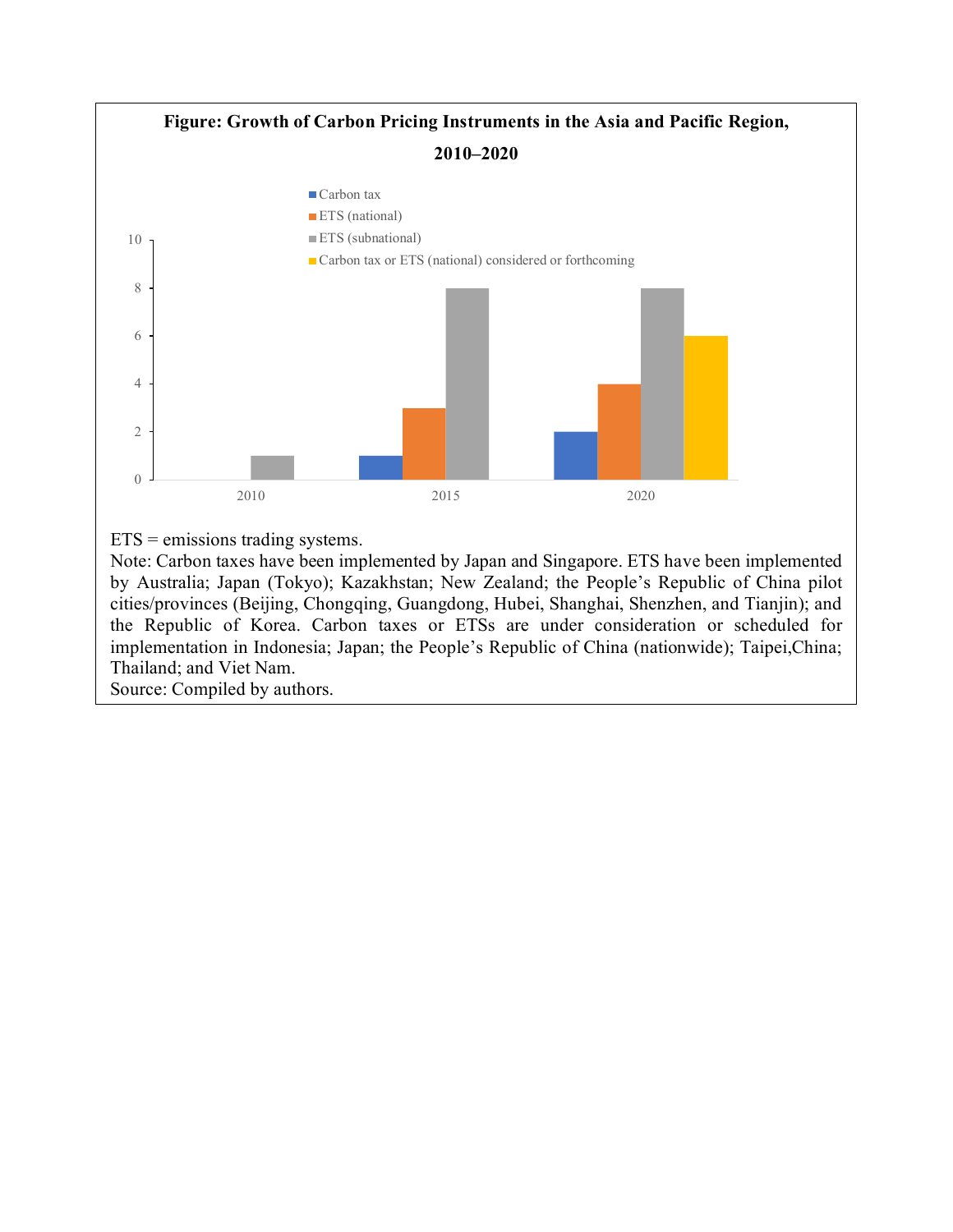**Figure: Growth of Carbon Pricing Instruments in the Asia and Pacific Region, 2010–2020**

| Year | Carbon tax | ETS (national) | ETS (subnational) | Carbon tax or ETS (national) considered or forthcoming |
|---|---|---|---|---|
| 2010 | 0 | 0 | 1 | 0 |
| 2015 | 1 | 3 | 8 | 0 |
| 2020 | 2 | 4 | 8 | 6 |

ETS = emissions trading systems.

Note: Carbon taxes have been implemented by Japan and Singapore. ETS have been implemented by Australia; Japan (Tokyo); Kazakhstan; New Zealand; the People's Republic of China pilot cities/provinces (Beijing, Chongqing, Guangdong, Hubei, Shanghai, Shenzhen, and Tianjin); and the Republic of Korea. Carbon taxes or ETSs are under consideration or scheduled for implementation in Indonesia; Japan; the People's Republic of China (nationwide); Taipei,China; Thailand; and Viet Nam.

Source: Compiled by authors.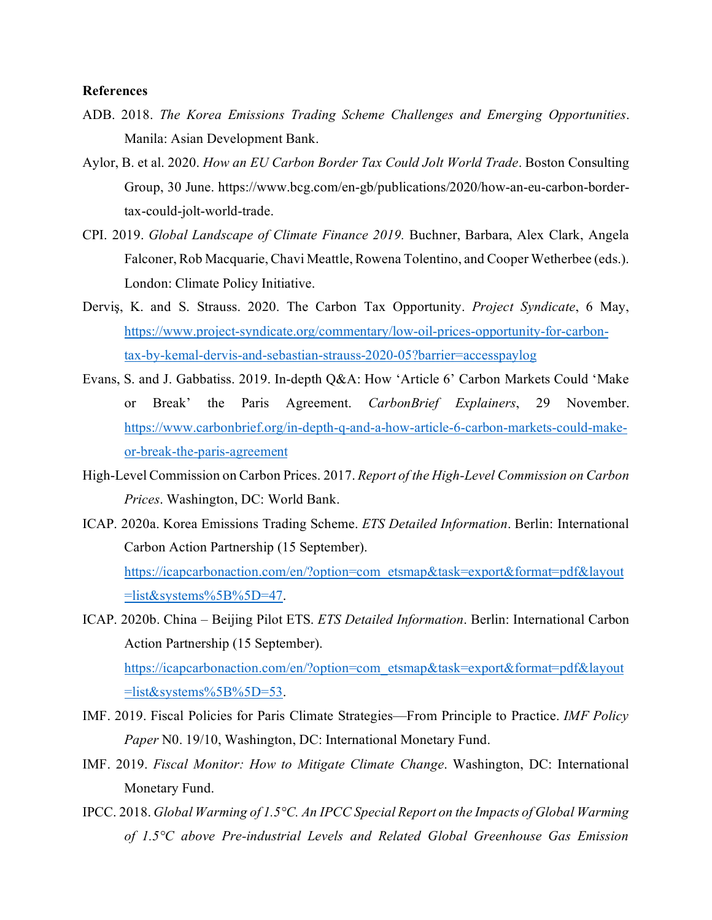**References**

ADB. 2018. *The Korea Emissions Trading Scheme Challenges and Emerging Opportunities*. Manila: Asian Development Bank.

Aylor, B. et al. 2020. *How an EU Carbon Border Tax Could Jolt World Trade*. Boston Consulting Group, 30 June. https://www.bcg.com/en-gb/publications/2020/how-an-eu-carbon-border-tax-could-jolt-world-trade.

CPI. 2019. *Global Landscape of Climate Finance 2019.* Buchner, Barbara, Alex Clark, Angela Falconer, Rob Macquarie, Chavi Meattle, Rowena Tolentino, and Cooper Wetherbee (eds.). London: Climate Policy Initiative.

Derviş, K. and S. Strauss. 2020. The Carbon Tax Opportunity. *Project Syndicate*, 6 May, https://www.project-syndicate.org/commentary/low-oil-prices-opportunity-for-carbon-tax-by-kemal-dervis-and-sebastian-strauss-2020-05?barrier=accesspaylog

Evans, S. and J. Gabbatiss. 2019. In-depth Q&A: How 'Article 6' Carbon Markets Could 'Make or Break' the Paris Agreement. *CarbonBrief Explainers*, 29 November. https://www.carbonbrief.org/in-depth-q-and-a-how-article-6-carbon-markets-could-make-or-break-the-paris-agreement

High-Level Commission on Carbon Prices. 2017. *Report of the High-Level Commission on Carbon Prices*. Washington, DC: World Bank.

ICAP. 2020a. Korea Emissions Trading Scheme. *ETS Detailed Information*. Berlin: International Carbon Action Partnership (15 September). https://icapcarbonaction.com/en/?option=com_etsmap&task=export&format=pdf&layout=list&systems%5B%5D=47.

ICAP. 2020b. China – Beijing Pilot ETS. *ETS Detailed Information*. Berlin: International Carbon Action Partnership (15 September). https://icapcarbonaction.com/en/?option=com_etsmap&task=export&format=pdf&layout=list&systems%5B%5D=53.

IMF. 2019. Fiscal Policies for Paris Climate Strategies—From Principle to Practice. *IMF Policy Paper* N0. 19/10, Washington, DC: International Monetary Fund.

IMF. 2019. *Fiscal Monitor: How to Mitigate Climate Change*. Washington, DC: International Monetary Fund.

IPCC. 2018. *Global Warming of 1.5°C. An IPCC Special Report on the Impacts of Global Warming of 1.5°C above Pre-industrial Levels and Related Global Greenhouse Gas Emission*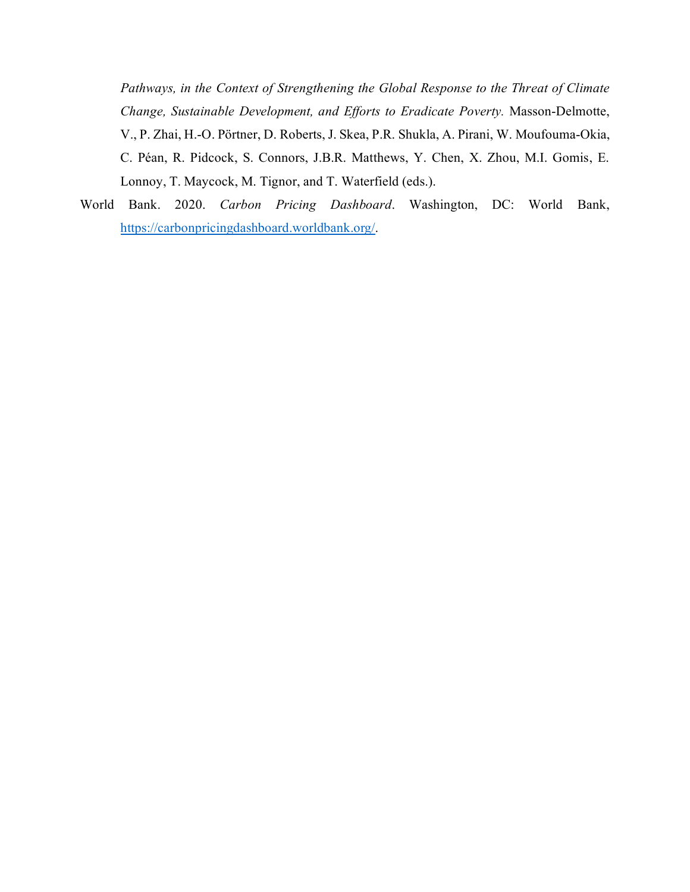*Pathways, in the Context of Strengthening the Global Response to the Threat of Climate Change, Sustainable Development, and Efforts to Eradicate Poverty.* Masson-Delmotte, V., P. Zhai, H.-O. Pörtner, D. Roberts, J. Skea, P.R. Shukla, A. Pirani, W. Moufouma-Okia, C. Péan, R. Pidcock, S. Connors, J.B.R. Matthews, Y. Chen, X. Zhou, M.I. Gomis, E. Lonnoy, T. Maycock, M. Tignor, and T. Waterfield (eds.).

World Bank. 2020. *Carbon Pricing Dashboard*. Washington, DC: World Bank, https://carbonpricingdashboard.worldbank.org/.